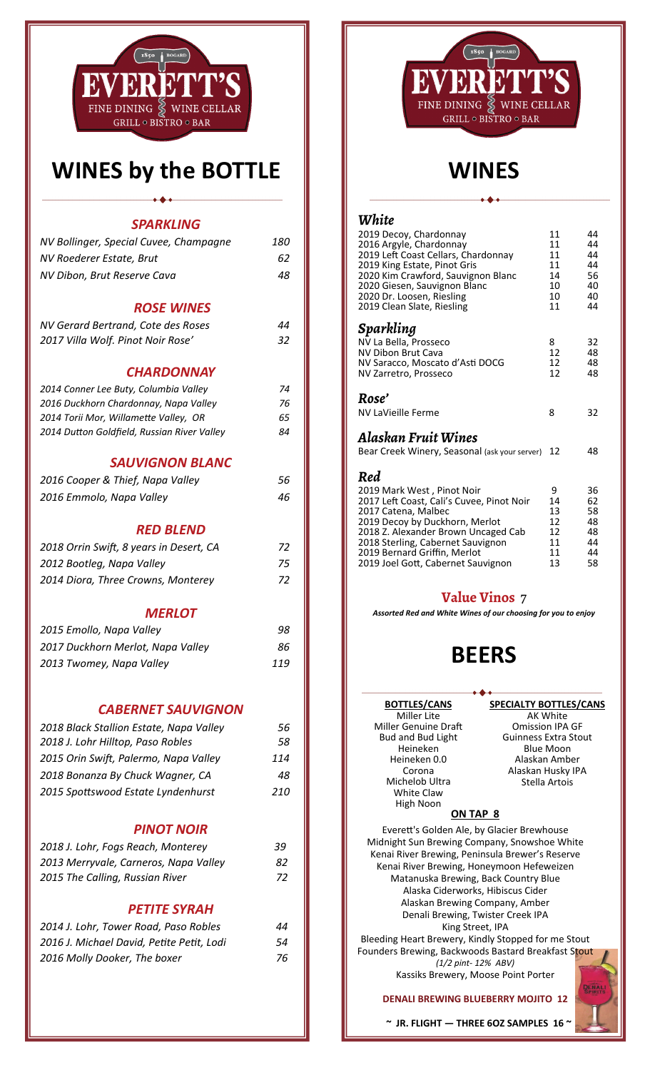EVERETT'S
FINE DINING WINE CELLAR
GRILL ◦ BISTRO ◦ BAR

# WINES by the BOTTLE

### *SPARKLING*

| | |
|---|---|
| *NV Bollinger, Special Cuvee, Champagne* | *180* |
| *NV Roederer Estate, Brut* | *62* |
| *NV Dibon, Brut Reserve Cava* | *48* |

### *ROSE WINES*

| | |
|---|---|
| *NV Gerard Bertrand, Cote des Roses* | *44* |
| *2017 Villa Wolf. Pinot Noir Rose'* | *32* |

### *CHARDONNAY*

| | |
|---|---|
| *2014 Conner Lee Buty, Columbia Valley* | *74* |
| *2016 Duckhorn Chardonnay, Napa Valley* | *76* |
| *2014 Torii Mor, Willamette Valley, OR* | *65* |
| *2014 Dutton Goldfield, Russian River Valley* | *84* |

### *SAUVIGNON BLANC*

| | |
|---|---|
| *2016 Cooper & Thief, Napa Valley* | *56* |
| *2016 Emmolo, Napa Valley* | *46* |

### *RED BLEND*

| | |
|---|---|
| *2018 Orrin Swift, 8 years in Desert, CA* | *72* |
| *2012 Bootleg, Napa Valley* | *75* |
| *2014 Diora, Three Crowns, Monterey* | *72* |

### *MERLOT*

| | |
|---|---|
| *2015 Emollo, Napa Valley* | *98* |
| *2017 Duckhorn Merlot, Napa Valley* | *86* |
| *2013 Twomey, Napa Valley* | *119* |

### *CABERNET SAUVIGNON*

| | |
|---|---|
| *2018 Black Stallion Estate, Napa Valley* | *56* |
| *2018 J. Lohr Hilltop, Paso Robles* | *58* |
| *2015 Orin Swift, Palermo, Napa Valley* | *114* |
| *2018 Bonanza By Chuck Wagner, CA* | *48* |
| *2015 Spottswood Estate Lyndenhurst* | *210* |

### *PINOT NOIR*

| | |
|---|---|
| *2018 J. Lohr, Fogs Reach, Monterey* | *39* |
| *2013 Merryvale, Carneros, Napa Valley* | *82* |
| *2015 The Calling, Russian River* | *72* |

### *PETITE SYRAH*

| | |
|---|---|
| *2014 J. Lohr, Tower Road, Paso Robles* | *44* |
| *2016 J. Michael David, Petite Petit, Lodi* | *54* |
| *2016 Molly Dooker, The boxer* | *76* |

EVERETT'S
FINE DINING WINE CELLAR
GRILL ◦ BISTRO ◦ BAR

# WINES

### *White*

| | | |
|---|---|---|
| 2019 Decoy, Chardonnay | 11 | 44 |
| 2016 Argyle, Chardonnay | 11 | 44 |
| 2019 Left Coast Cellars, Chardonnay | 11 | 44 |
| 2019 King Estate, Pinot Gris | 11 | 44 |
| 2020 Kim Crawford, Sauvignon Blanc | 14 | 56 |
| 2020 Giesen, Sauvignon Blanc | 10 | 40 |
| 2020 Dr. Loosen, Riesling | 10 | 40 |
| 2019 Clean Slate, Riesling | 11 | 44 |

### *Sparkling*

| | | |
|---|---|---|
| NV La Bella, Prosseco | 8 | 32 |
| NV Dibon Brut Cava | 12 | 48 |
| NV Saracco, Moscato d'Asti DOCG | 12 | 48 |
| NV Zarretro, Prosseco | 12 | 48 |

### *Rose'*

| | | |
|---|---|---|
| NV LaVieille Ferme | 8 | 32 |

### *Alaskan Fruit Wines*

| | | |
|---|---|---|
| Bear Creek Winery, Seasonal (ask your server) | 12 | 48 |

### *Red*

| | | |
|---|---|---|
| 2019 Mark West , Pinot Noir | 9 | 36 |
| 2017 Left Coast, Cali's Cuvee, Pinot Noir | 14 | 62 |
| 2017 Catena, Malbec | 13 | 58 |
| 2019 Decoy by Duckhorn, Merlot | 12 | 48 |
| 2018 Z. Alexander Brown Uncaged Cab | 12 | 48 |
| 2018 Sterling, Cabernet Sauvignon | 11 | 44 |
| 2019 Bernard Griffin, Merlot | 11 | 44 |
| 2019 Joel Gott, Cabernet Sauvignon | 13 | 58 |

### Value Vinos 7

***Assorted Red and White Wines of our choosing for you to enjoy***

# BEERS

**BOTTLES/CANS**

Miller Lite
Miller Genuine Draft
Bud and Bud Light
Heineken
Heineken 0.0
Corona
Michelob Ultra
White Claw
High Noon

**SPECIALTY BOTTLES/CANS**

AK White
Omission IPA GF
Guinness Extra Stout
Blue Moon
Alaskan Amber
Alaskan Husky IPA
Stella Artois

**ON TAP 8**

Everett's Golden Ale, by Glacier Brewhouse
Midnight Sun Brewing Company, Snowshoe White
Kenai River Brewing, Peninsula Brewer's Reserve
Kenai River Brewing, Honeymoon Hefeweizen
Matanuska Brewing, Back Country Blue
Alaska Ciderworks, Hibiscus Cider
Alaskan Brewing Company, Amber
Denali Brewing, Twister Creek IPA
King Street, IPA
Bleeding Heart Brewery, Kindly Stopped for me Stout
Founders Brewing, Backwoods Bastard Breakfast Stout
*(1/2 pint- 12% ABV)*
Kassiks Brewery, Moose Point Porter

**DENALI BREWING BLUEBERRY MOJITO 12**

**~ JR. FLIGHT — THREE 6OZ SAMPLES 16 ~**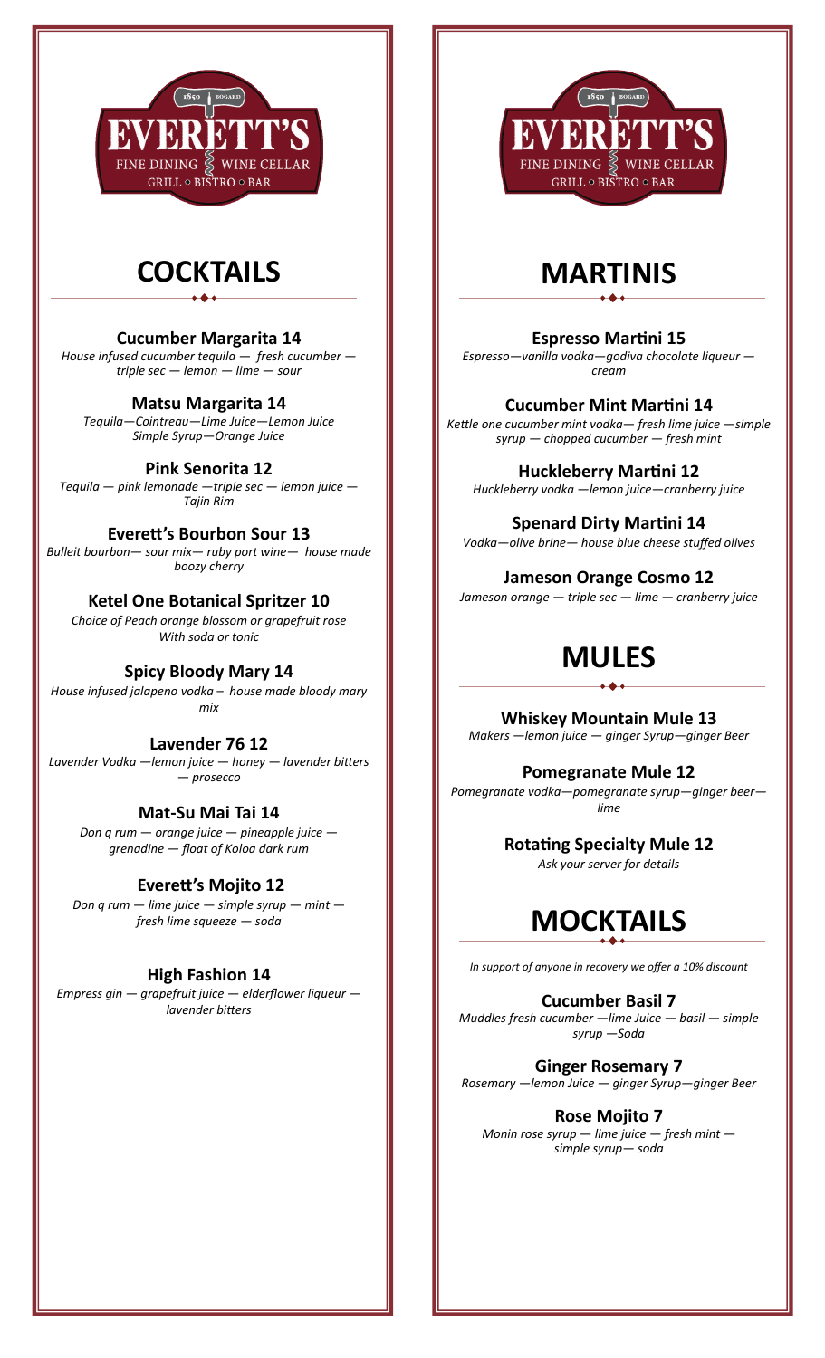EVERETT'S

FINE DINING • WINE CELLAR

GRILL ◦ BISTRO ◦ BAR

# COCKTAILS

### Cucumber Margarita 14
*House infused cucumber tequila — fresh cucumber — triple sec — lemon — lime — sour*

### Matsu Margarita 14
*Tequila—Cointreau—Lime Juice—Lemon Juice Simple Syrup—Orange Juice*

### Pink Senorita 12
*Tequila — pink lemonade —triple sec — lemon juice — Tajin Rim*

### Everett's Bourbon Sour 13
*Bulleit bourbon— sour mix— ruby port wine— house made boozy cherry*

### Ketel One Botanical Spritzer 10
*Choice of Peach orange blossom or grapefruit rose With soda or tonic*

### Spicy Bloody Mary 14
*House infused jalapeno vodka – house made bloody mary mix*

### Lavender 76 12
*Lavender Vodka —lemon juice — honey — lavender bitters — prosecco*

### Mat-Su Mai Tai 14
*Don q rum — orange juice — pineapple juice — grenadine — float of Koloa dark rum*

### Everett's Mojito 12
*Don q rum — lime juice — simple syrup — mint — fresh lime squeeze — soda*

### High Fashion 14
*Empress gin — grapefruit juice — elderflower liqueur — lavender bitters*

EVERETT'S

FINE DINING • WINE CELLAR

GRILL ◦ BISTRO ◦ BAR

# MARTINIS

### Espresso Martini 15
*Espresso—vanilla vodka—godiva chocolate liqueur — cream*

### Cucumber Mint Martini 14
*Kettle one cucumber mint vodka— fresh lime juice —simple syrup — chopped cucumber — fresh mint*

### Huckleberry Martini 12
*Huckleberry vodka —lemon juice—cranberry juice*

### Spenard Dirty Martini 14
*Vodka—olive brine— house blue cheese stuffed olives*

### Jameson Orange Cosmo 12
*Jameson orange — triple sec — lime — cranberry juice*

# MULES

### Whiskey Mountain Mule 13
*Makers —lemon juice — ginger Syrup—ginger Beer*

### Pomegranate Mule 12
*Pomegranate vodka—pomegranate syrup—ginger beer— lime*

### Rotating Specialty Mule 12
*Ask your server for details*

# MOCKTAILS

*In support of anyone in recovery we offer a 10% discount*

### Cucumber Basil 7
*Muddles fresh cucumber —lime Juice — basil — simple syrup —Soda*

### Ginger Rosemary 7
*Rosemary —lemon Juice — ginger Syrup—ginger Beer*

### Rose Mojito 7
*Monin rose syrup — lime juice — fresh mint — simple syrup— soda*